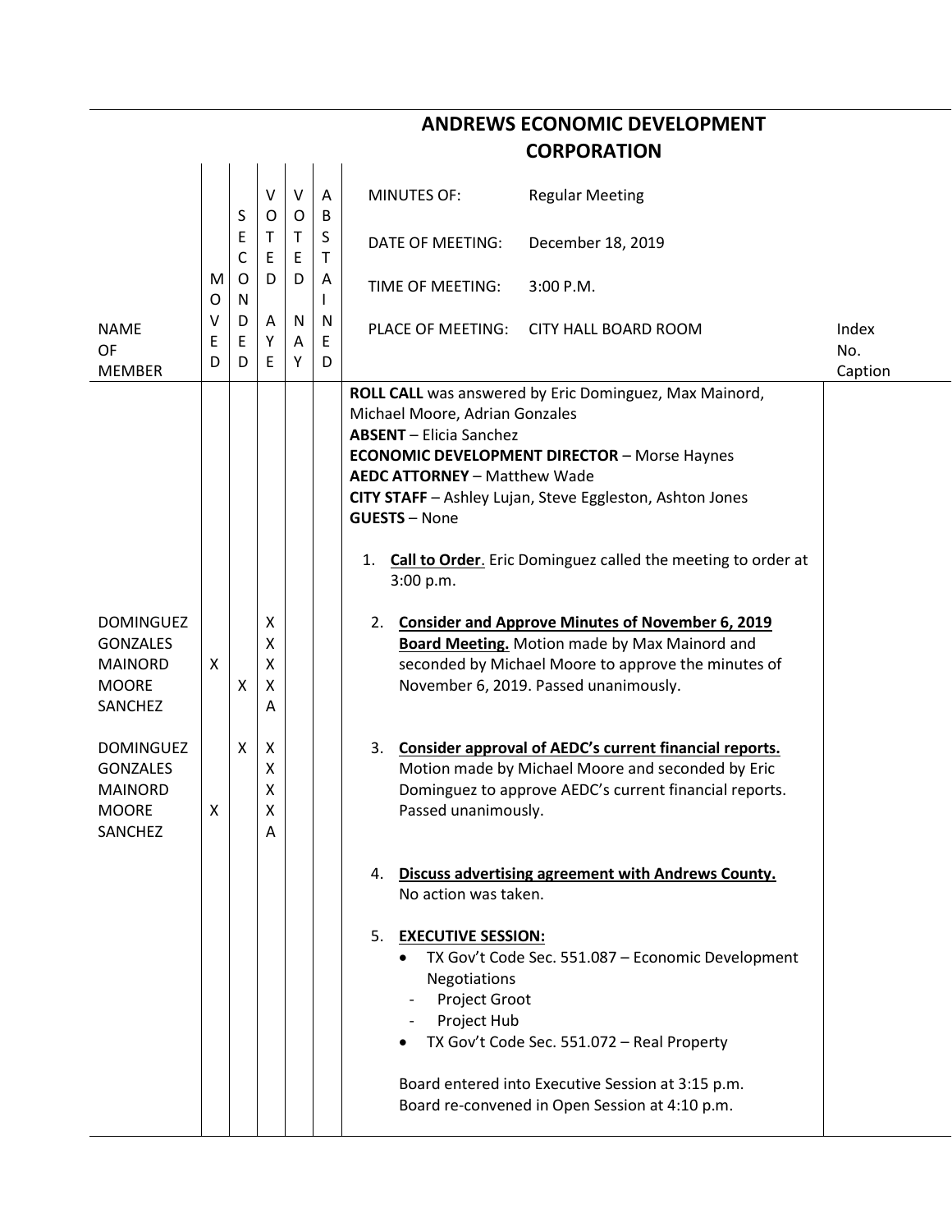# ANDREWS ECONOMIC DEVELOPMENT CORPORATION

| NAME OF MEMBER | MOVED | SECONDED | VOTED AYE | VOTED NAY | ABSTAINED | | Index No. Caption |
|---|---|---|---|---|---|---|---|
| | | | | | | MINUTES OF: Regular Meeting<br>DATE OF MEETING: December 18, 2019<br>TIME OF MEETING: 3:00 P.M.<br>PLACE OF MEETING: CITY HALL BOARD ROOM | |
| | | | | | | **ROLL CALL** was answered by Eric Dominguez, Max Mainord, Michael Moore, Adrian Gonzales<br>**ABSENT** – Elicia Sanchez<br>**ECONOMIC DEVELOPMENT DIRECTOR** – Morse Haynes<br>**AEDC ATTORNEY** – Matthew Wade<br>**CITY STAFF** – Ashley Lujan, Steve Eggleston, Ashton Jones<br>**GUESTS** – None | |
| | | | | | | 1. **Call to Order**. Eric Dominguez called the meeting to order at 3:00 p.m. | |
| DOMINGUEZ | | | X | | | 2. **Consider and Approve Minutes of November 6, 2019 Board Meeting.** Motion made by Max Mainord and seconded by Michael Moore to approve the minutes of November 6, 2019. Passed unanimously. | |
| GONZALES | | | X | | | | |
| MAINORD | X | | X | | | | |
| MOORE | | X | X | | | | |
| SANCHEZ | | | A | | | | |
| DOMINGUEZ | | X | X | | | 3. **Consider approval of AEDC's current financial reports.** Motion made by Michael Moore and seconded by Eric Dominguez to approve AEDC's current financial reports. Passed unanimously. | |
| GONZALES | | | X | | | | |
| MAINORD | | | X | | | | |
| MOORE | X | | X | | | | |
| SANCHEZ | | | A | | | | |
| | | | | | | 4. **Discuss advertising agreement with Andrews County.** No action was taken. | |
| | | | | | | 5. **EXECUTIVE SESSION:**<br>• TX Gov't Code Sec. 551.087 – Economic Development Negotiations<br>- Project Groot<br>- Project Hub<br>• TX Gov't Code Sec. 551.072 – Real Property<br><br>Board entered into Executive Session at 3:15 p.m.<br>Board re-convened in Open Session at 4:10 p.m. | |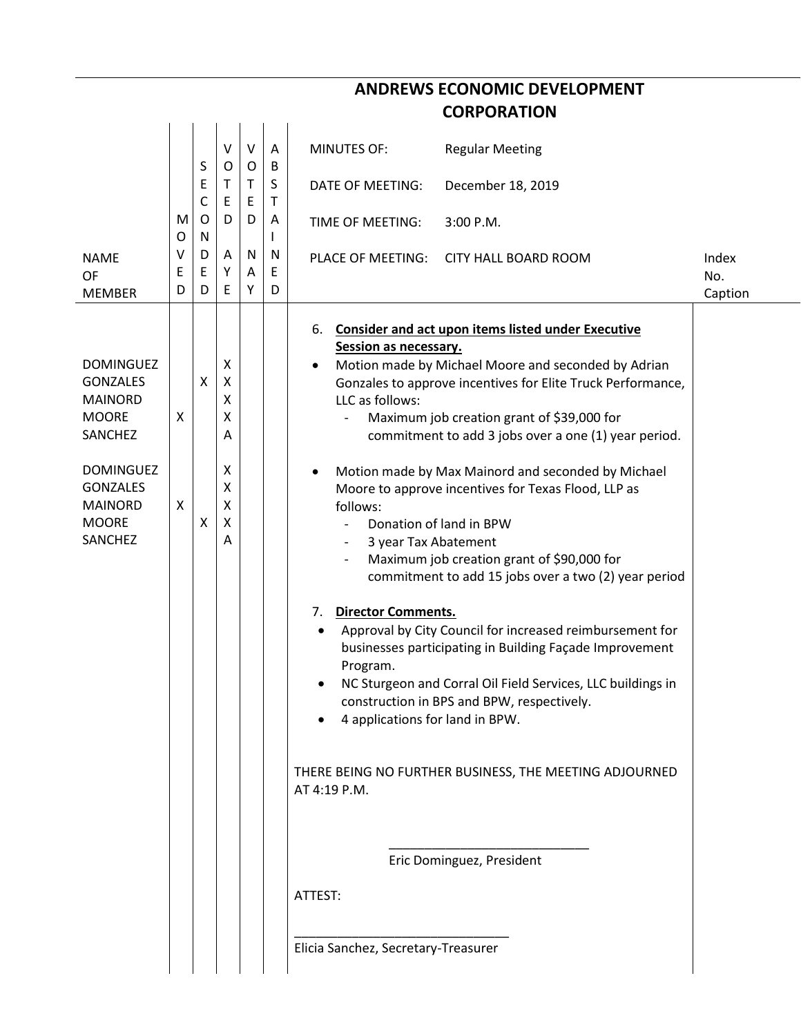# ANDREWS ECONOMIC DEVELOPMENT CORPORATION

| NAME OF MEMBER | MOVED | SECONDED | VOTED AYE | VOTED NAY | ABSTAINED | MINUTES OF: Regular Meeting<br>DATE OF MEETING: December 18, 2019<br>TIME OF MEETING: 3:00 P.M.<br>PLACE OF MEETING: CITY HALL BOARD ROOM | Index No. Caption |
|---|---|---|---|---|---|---|---|
| | | | | | | 6. **Consider and act upon items listed under Executive Session as necessary.** | |
| DOMINGUEZ | | | X | | | • Motion made by Michael Moore and seconded by Adrian Gonzales to approve incentives for Elite Truck Performance, LLC as follows: | |
| GONZALES | | X | X | | | - Maximum job creation grant of $39,000 for commitment to add 3 jobs over a one (1) year period. | |
| MAINORD | | | X | | | | |
| MOORE | X | | X | | | | |
| SANCHEZ | | | A | | | | |
| DOMINGUEZ | | | X | | | • Motion made by Max Mainord and seconded by Michael Moore to approve incentives for Texas Flood, LLP as follows: | |
| GONZALES | | | X | | | - Donation of land in BPW | |
| MAINORD | X | | X | | | - 3 year Tax Abatement | |
| MOORE | | X | X | | | - Maximum job creation grant of $90,000 for commitment to add 15 jobs over a two (2) year period | |
| SANCHEZ | | | A | | | | |

7. **Director Comments.**
   - Approval by City Council for increased reimbursement for businesses participating in Building Façade Improvement Program.
   - NC Sturgeon and Corral Oil Field Services, LLC buildings in construction in BPS and BPW, respectively.
   - 4 applications for land in BPW.

THERE BEING NO FURTHER BUSINESS, THE MEETING ADJOURNED AT 4:19 P.M.

\_\_\_\_\_\_\_\_\_\_\_\_\_\_\_\_\_\_\_\_\_\_\_\_\_\_\_\_\_\_
Eric Dominguez, President

ATTEST:

\_\_\_\_\_\_\_\_\_\_\_\_\_\_\_\_\_\_\_\_\_\_\_\_\_\_\_\_\_\_
Elicia Sanchez, Secretary-Treasurer